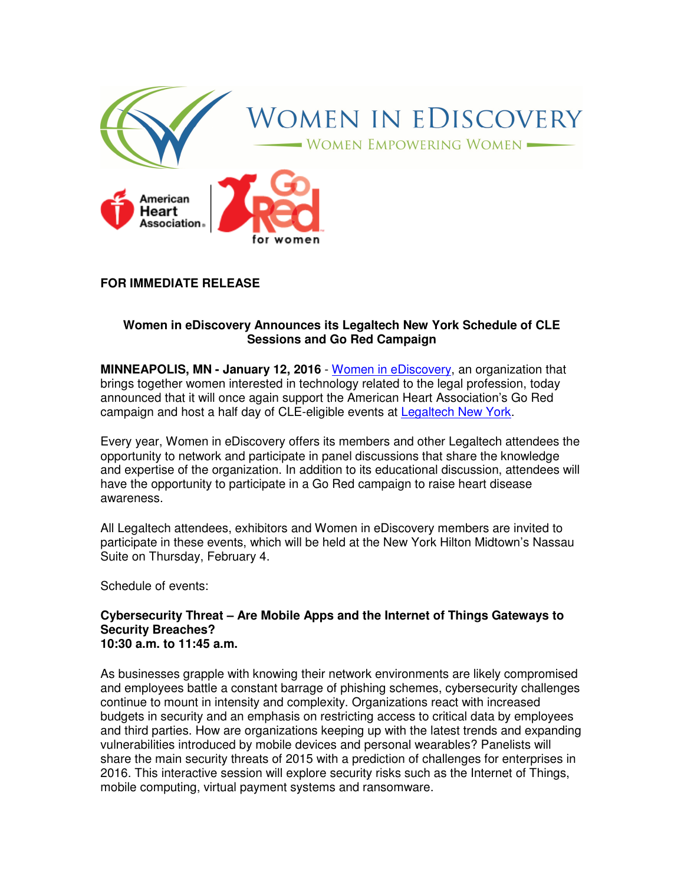**FOR IMMEDIATE RELEASE**

### Women in eDiscovery Announces its Legaltech New York Schedule of CLE Sessions and Go Red Campaign

**MINNEAPOLIS, MN - January 12, 2016** - Women in eDiscovery, an organization that brings together women interested in technology related to the legal profession, today announced that it will once again support the American Heart Association's Go Red campaign and host a half day of CLE-eligible events at Legaltech New York.

Every year, Women in eDiscovery offers its members and other Legaltech attendees the opportunity to network and participate in panel discussions that share the knowledge and expertise of the organization. In addition to its educational discussion, attendees will have the opportunity to participate in a Go Red campaign to raise heart disease awareness.

All Legaltech attendees, exhibitors and Women in eDiscovery members are invited to participate in these events, which will be held at the New York Hilton Midtown's Nassau Suite on Thursday, February 4.

Schedule of events:

**Cybersecurity Threat – Are Mobile Apps and the Internet of Things Gateways to Security Breaches?**
**10:30 a.m. to 11:45 a.m.**

As businesses grapple with knowing their network environments are likely compromised and employees battle a constant barrage of phishing schemes, cybersecurity challenges continue to mount in intensity and complexity. Organizations react with increased budgets in security and an emphasis on restricting access to critical data by employees and third parties. How are organizations keeping up with the latest trends and expanding vulnerabilities introduced by mobile devices and personal wearables? Panelists will share the main security threats of 2015 with a prediction of challenges for enterprises in 2016. This interactive session will explore security risks such as the Internet of Things, mobile computing, virtual payment systems and ransomware.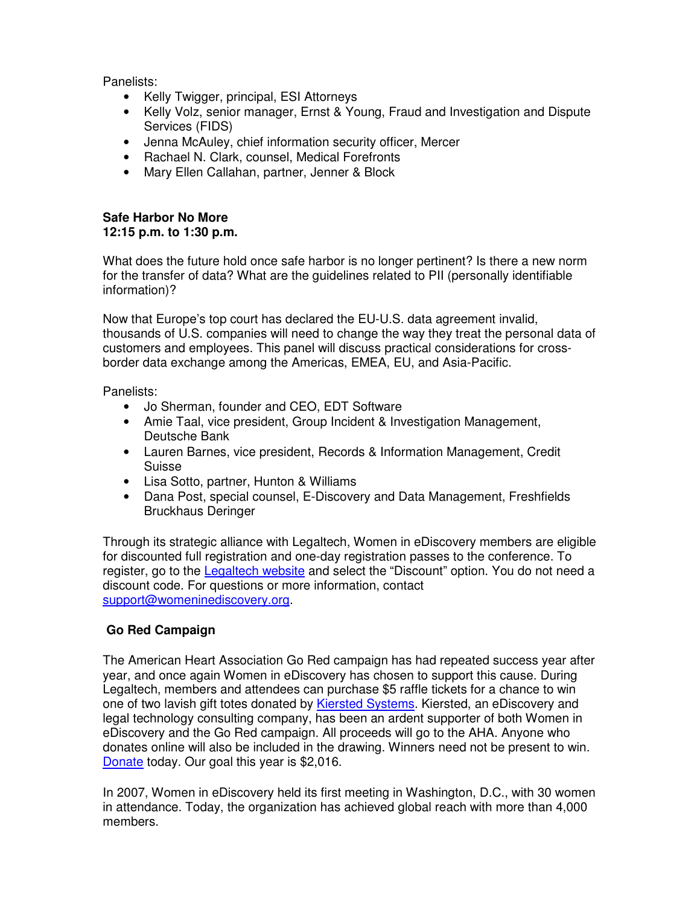Panelists:

- Kelly Twigger, principal, ESI Attorneys
- Kelly Volz, senior manager, Ernst & Young, Fraud and Investigation and Dispute Services (FIDS)
- Jenna McAuley, chief information security officer, Mercer
- Rachael N. Clark, counsel, Medical Forefronts
- Mary Ellen Callahan, partner, Jenner & Block

**Safe Harbor No More**
**12:15 p.m. to 1:30 p.m.**

What does the future hold once safe harbor is no longer pertinent? Is there a new norm for the transfer of data? What are the guidelines related to PII (personally identifiable information)?

Now that Europe's top court has declared the EU-U.S. data agreement invalid, thousands of U.S. companies will need to change the way they treat the personal data of customers and employees. This panel will discuss practical considerations for cross-border data exchange among the Americas, EMEA, EU, and Asia-Pacific.

Panelists:

- Jo Sherman, founder and CEO, EDT Software
- Amie Taal, vice president, Group Incident & Investigation Management, Deutsche Bank
- Lauren Barnes, vice president, Records & Information Management, Credit Suisse
- Lisa Sotto, partner, Hunton & Williams
- Dana Post, special counsel, E-Discovery and Data Management, Freshfields Bruckhaus Deringer

Through its strategic alliance with Legaltech, Women in eDiscovery members are eligible for discounted full registration and one-day registration passes to the conference. To register, go to the Legaltech website and select the "Discount" option. You do not need a discount code. For questions or more information, contact support@womeninediscovery.org.

**Go Red Campaign**

The American Heart Association Go Red campaign has had repeated success year after year, and once again Women in eDiscovery has chosen to support this cause. During Legaltech, members and attendees can purchase $5 raffle tickets for a chance to win one of two lavish gift totes donated by Kiersted Systems. Kiersted, an eDiscovery and legal technology consulting company, has been an ardent supporter of both Women in eDiscovery and the Go Red campaign. All proceeds will go to the AHA. Anyone who donates online will also be included in the drawing. Winners need not be present to win. Donate today. Our goal this year is $2,016.

In 2007, Women in eDiscovery held its first meeting in Washington, D.C., with 30 women in attendance. Today, the organization has achieved global reach with more than 4,000 members.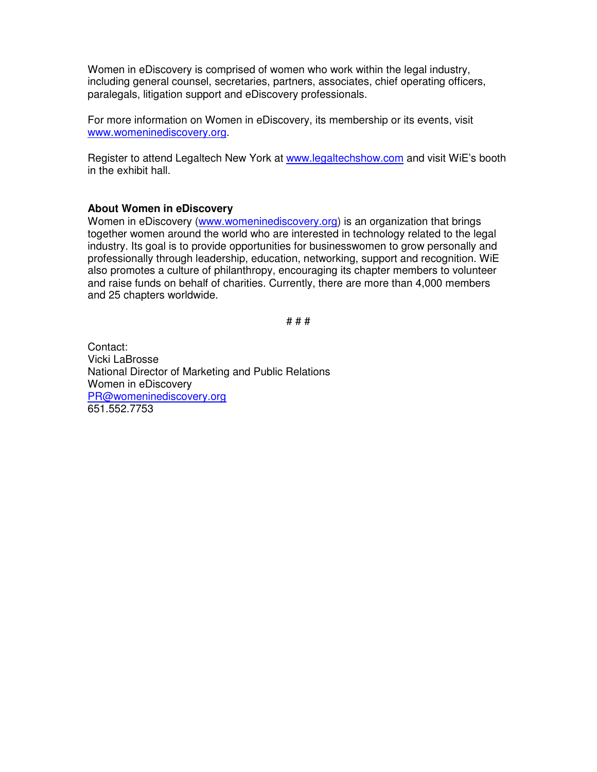Women in eDiscovery is comprised of women who work within the legal industry, including general counsel, secretaries, partners, associates, chief operating officers, paralegals, litigation support and eDiscovery professionals.

For more information on Women in eDiscovery, its membership or its events, visit www.womeninediscovery.org.

Register to attend Legaltech New York at www.legaltechshow.com and visit WiE's booth in the exhibit hall.

**About Women in eDiscovery**

Women in eDiscovery (www.womeninediscovery.org) is an organization that brings together women around the world who are interested in technology related to the legal industry. Its goal is to provide opportunities for businesswomen to grow personally and professionally through leadership, education, networking, support and recognition. WiE also promotes a culture of philanthropy, encouraging its chapter members to volunteer and raise funds on behalf of charities. Currently, there are more than 4,000 members and 25 chapters worldwide.

# # #

Contact:
Vicki LaBrosse
National Director of Marketing and Public Relations
Women in eDiscovery
PR@womeninediscovery.org
651.552.7753